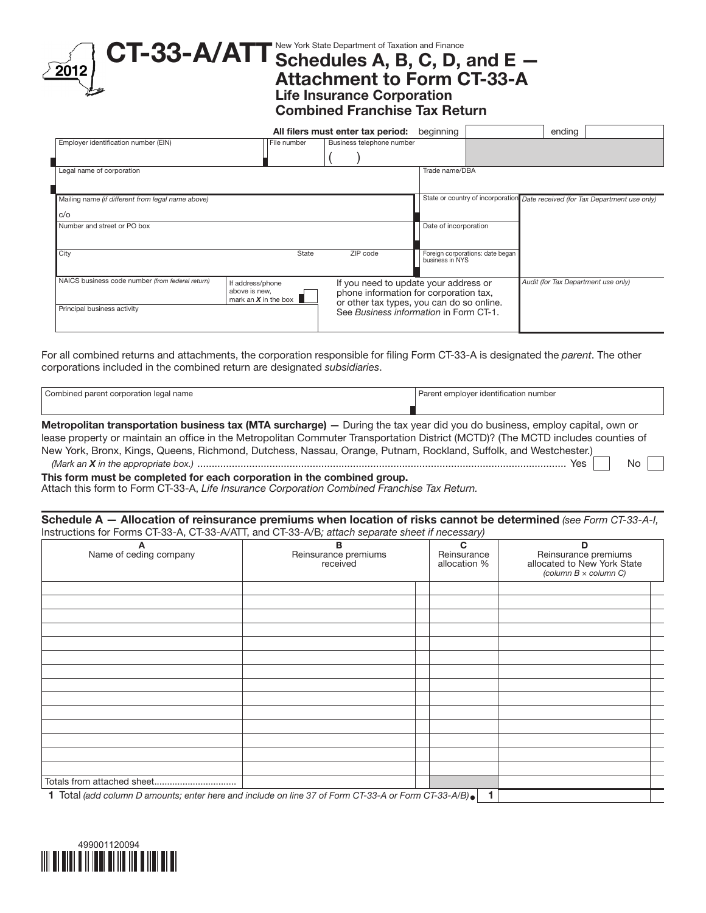2012

# CT-33-A/ATT

New York State Department of Taxation and Finance

## Schedules A, B, C, D, and E — Attachment to Form CT-33-A

### Life Insurance Corporation Combined Franchise Tax Return

**All filers must enter tax period:** beginning ______ ending ______

| | | | |
|---|---|---|---|
| Employer identification number (EIN) | File number | Business telephone number ( ) | |
| Legal name of corporation | | | Trade name/DBA |
| Mailing name *(if different from legal name above)* c/o | | | State or country of incorporation |
| Number and street or PO box | | | Date of incorporation |
| City | State | ZIP code | Foreign corporations: date began business in NYS |
| NAICS business code number *(from federal return)* | If address/phone above is new, mark an ***X*** in the box | If you need to update your address or phone information for corporation tax, or other tax types, you can do so online. See *Business information* in Form CT-1. | |
| Principal business activity | | | |

Date received (for Tax Department use only)

Audit (for Tax Department use only)

For all combined returns and attachments, the corporation responsible for filing Form CT-33-A is designated the *parent*. The other corporations included in the combined return are designated *subsidiaries*.

| Combined parent corporation legal name | Parent employer identification number |
|---|---|
| | |

**Metropolitan transportation business tax (MTA surcharge) —** During the tax year did you do business, employ capital, own or lease property or maintain an office in the Metropolitan Commuter Transportation District (MCTD)? (The MCTD includes counties of New York, Bronx, Kings, Queens, Richmond, Dutchess, Nassau, Orange, Putnam, Rockland, Suffolk, and Westchester.) *(Mark an **X** in the appropriate box.)* .............................................. Yes ☐ No ☐

**This form must be completed for each corporation in the combined group.**

Attach this form to Form CT-33-A, *Life Insurance Corporation Combined Franchise Tax Return.*

**Schedule A — Allocation of reinsurance premiums when location of risks cannot be determined** *(see Form CT-33-A-I, Instructions for Forms CT-33-A, CT-33-A/ATT, and CT-33-A/B; attach separate sheet if necessary)*

| A<br>Name of ceding company | B<br>Reinsurance premiums received | C<br>Reinsurance allocation % | D<br>Reinsurance premiums allocated to New York State *(column B × column C)* |
|---|---|---|---|
| | | | |
| | | | |
| | | | |
| | | | |
| | | | |
| | | | |
| | | | |
| | | | |
| | | | |
| | | | |
| | | | |
| | | | |
| | | | |
| | | | |
| Totals from attached sheet................................ | | | |

**1** Total *(add column D amounts; enter here and include on line 37 of Form CT-33-A or Form CT-33-A/B)* ● **1** ______

499001120094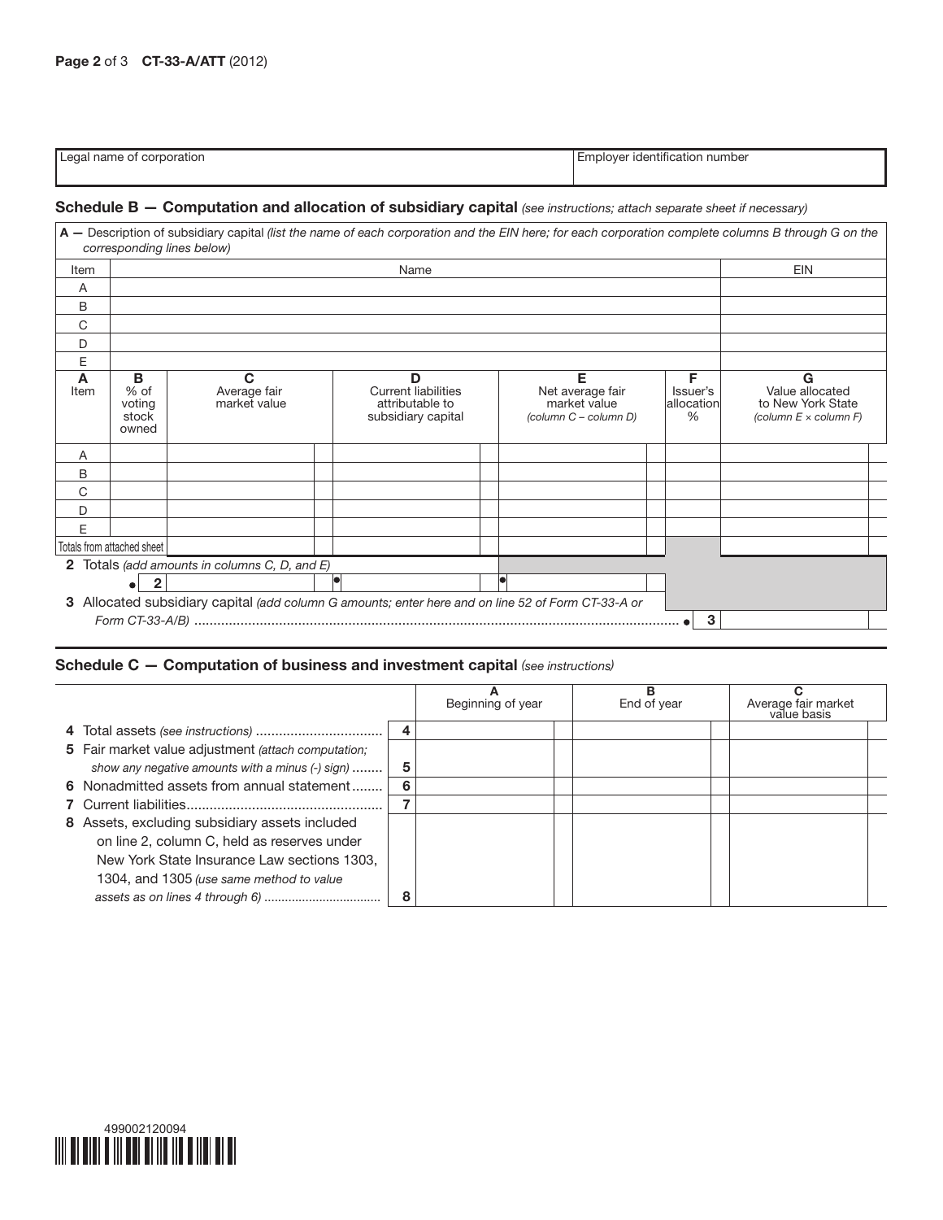| Legal name of corporation | Employer identification number |
|---|---|
| | |

## Schedule B — Computation and allocation of subsidiary capital *(see instructions; attach separate sheet if necessary)*

**A —** Description of subsidiary capital *(list the name of each corporation and the EIN here; for each corporation complete columns B through G on the corresponding lines below)*

| Item | Name | EIN |
|---|---|---|
| A | | |
| B | | |
| C | | |
| D | | |
| E | | |

| **A** Item | **B** % of voting stock owned | **C** Average fair market value | **D** Current liabilities attributable to subsidiary capital | **E** Net average fair market value *(column C – column D)* | **F** Issuer's allocation % | **G** Value allocated to New York State *(column E × column F)* |
|---|---|---|---|---|---|---|
| A | | | | | | |
| B | | | | | | |
| C | | | | | | |
| D | | | | | | |
| E | | | | | | |
| Totals from attached sheet | | | | | | |
| **2** Totals *(add amounts in columns C, D, and E)* | **2** | | | | | |

**3** Allocated subsidiary capital *(add column G amounts; enter here and on line 52 of Form CT-33-A or Form CT-33-A/B)* .......... **3** ________

## Schedule C — Computation of business and investment capital *(see instructions)*

| | | **A** Beginning of year | **B** End of year | **C** Average fair market value basis |
|---|---|---|---|---|
| **4** Total assets *(see instructions)* .......... | 4 | | | |
| **5** Fair market value adjustment *(attach computation; show any negative amounts with a minus (-) sign)* .......... | 5 | | | |
| **6** Nonadmitted assets from annual statement .......... | 6 | | | |
| **7** Current liabilities .......... | 7 | | | |
| **8** Assets, excluding subsidiary assets included on line 2, column C, held as reserves under New York State Insurance Law sections 1303, 1304, and 1305 *(use same method to value assets as on lines 4 through 6)* .......... | 8 | | | |

499002120094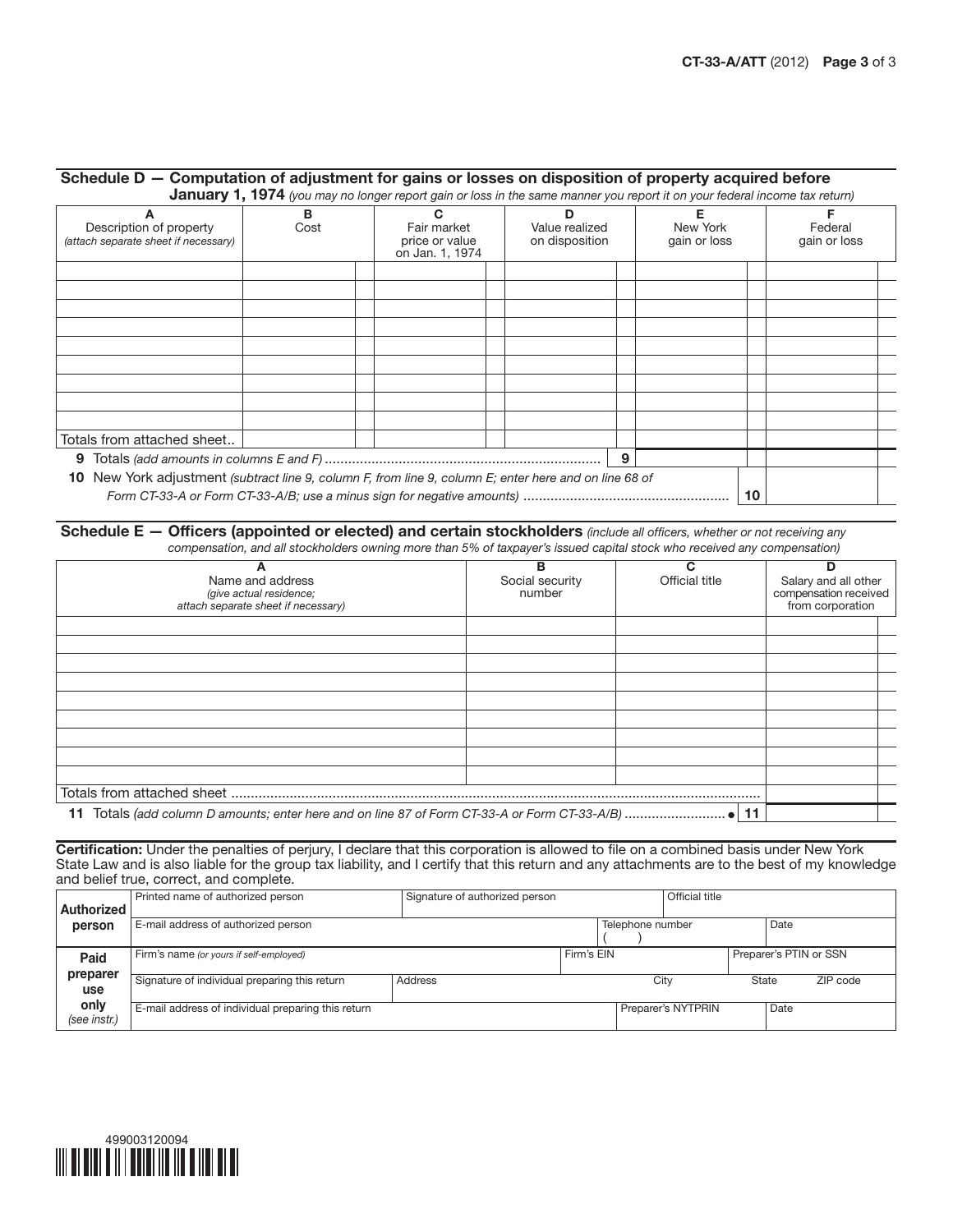## Schedule D — Computation of adjustment for gains or losses on disposition of property acquired before January 1, 1974 *(you may no longer report gain or loss in the same manner you report it on your federal income tax return)*

| A<br>Description of property<br>*(attach separate sheet if necessary)* | B<br>Cost | C<br>Fair market price or value on Jan. 1, 1974 | D<br>Value realized on disposition | E<br>New York gain or loss | F<br>Federal gain or loss |
|---|---|---|---|---|---|
| | | | | | |
| | | | | | |
| | | | | | |
| | | | | | |
| | | | | | |
| | | | | | |
| | | | | | |
| | | | | | |
| | | | | | |
| Totals from attached sheet.. | | | | | |
| **9** Totals *(add amounts in columns E and F)* ...... **9** | | | | | |
| **10** New York adjustment *(subtract line 9, column F, from line 9, column E; enter here and on line 68 of Form CT-33-A or Form CT-33-A/B; use a minus sign for negative amounts)* ...... **10** | | | | | |

## Schedule E — Officers (appointed or elected) and certain stockholders *(include all officers, whether or not receiving any compensation, and all stockholders owning more than 5% of taxpayer's issued capital stock who received any compensation)*

| A<br>Name and address<br>*(give actual residence; attach separate sheet if necessary)* | B<br>Social security number | C<br>Official title | D<br>Salary and all other compensation received from corporation |
|---|---|---|---|
| | | | |
| | | | |
| | | | |
| | | | |
| | | | |
| | | | |
| | | | |
| | | | |
| | | | |
| Totals from attached sheet ...... | | | |
| **11** Totals *(add column D amounts; enter here and on line 87 of Form CT-33-A or Form CT-33-A/B)* ...... ● **11** | | | |

**Certification:** Under the penalties of perjury, I declare that this corporation is allowed to file on a combined basis under New York State Law and is also liable for the group tax liability, and I certify that this return and any attachments are to the best of my knowledge and belief true, correct, and complete.

| | | | | |
|---|---|---|---|---|
| **Authorized person** | Printed name of authorized person | Signature of authorized person | Official title | |
| | E-mail address of authorized person | | Telephone number ( ) | Date |
| **Paid preparer use only** *(see instr.)* | Firm's name *(or yours if self-employed)* | Firm's EIN | | Preparer's PTIN or SSN |
| | Signature of individual preparing this return | Address | City | State ZIP code |
| | E-mail address of individual preparing this return | | Preparer's NYTPRIN | Date |

499003120094